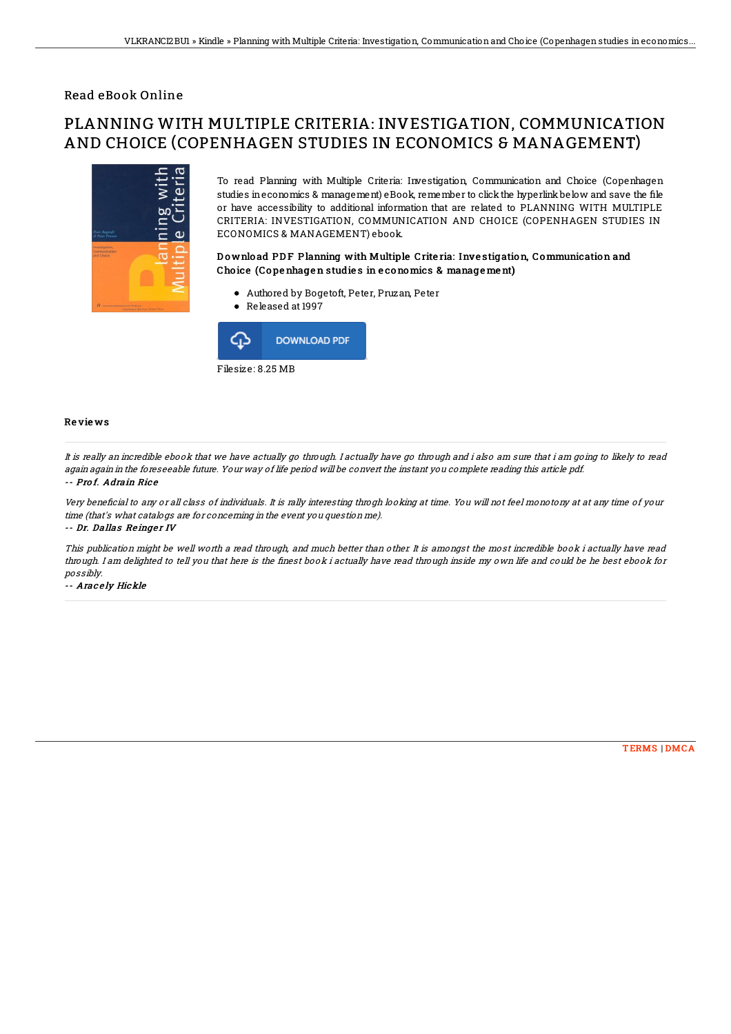Read eBook Online

# PLANNING WITH MULTIPLE CRITERIA: INVESTIGATION, COMMUNICATION AND CHOICE (COPENHAGEN STUDIES IN ECONOMICS & MANAGEMENT)

To read Planning with Multiple Criteria: Investigation, Communication and Choice (Copenhagen studies in economics & management) eBook, remember to click the hyperlink below and save the file or have accessibility to additional information that are related to PLANNING WITH MULTIPLE CRITERIA: INVESTIGATION, COMMUNICATION AND CHOICE (COPENHAGEN STUDIES IN ECONOMICS & MANAGEMENT) ebook.

### Download PDF Planning with Multiple Criteria: Investigation, Communication and Choice (Copenhagen studies in economics & management)

- Authored by Bogetoft, Peter, Pruzan, Peter
- Released at 1997

DOWNLOAD PDF

Filesize: 8.25 MB

## Reviews

*It is really an incredible ebook that we have actually go through. I actually have go through and i also am sure that i am going to likely to read again again in the foreseeable future. Your way of life period will be convert the instant you complete reading this article pdf.*

-- ***Prof. Adrain Rice***

*Very beneficial to any or all class of individuals. It is rally interesting throgh looking at time. You will not feel monotony at at any time of your time (that's what catalogs are for concerning in the event you question me).*

-- ***Dr. Dallas Reinger IV***

*This publication might be well worth a read through, and much better than other. It is amongst the most incredible book i actually have read through. I am delighted to tell you that here is the finest book i actually have read through inside my own life and could be he best ebook for possibly.*

-- ***Aracely Hickle***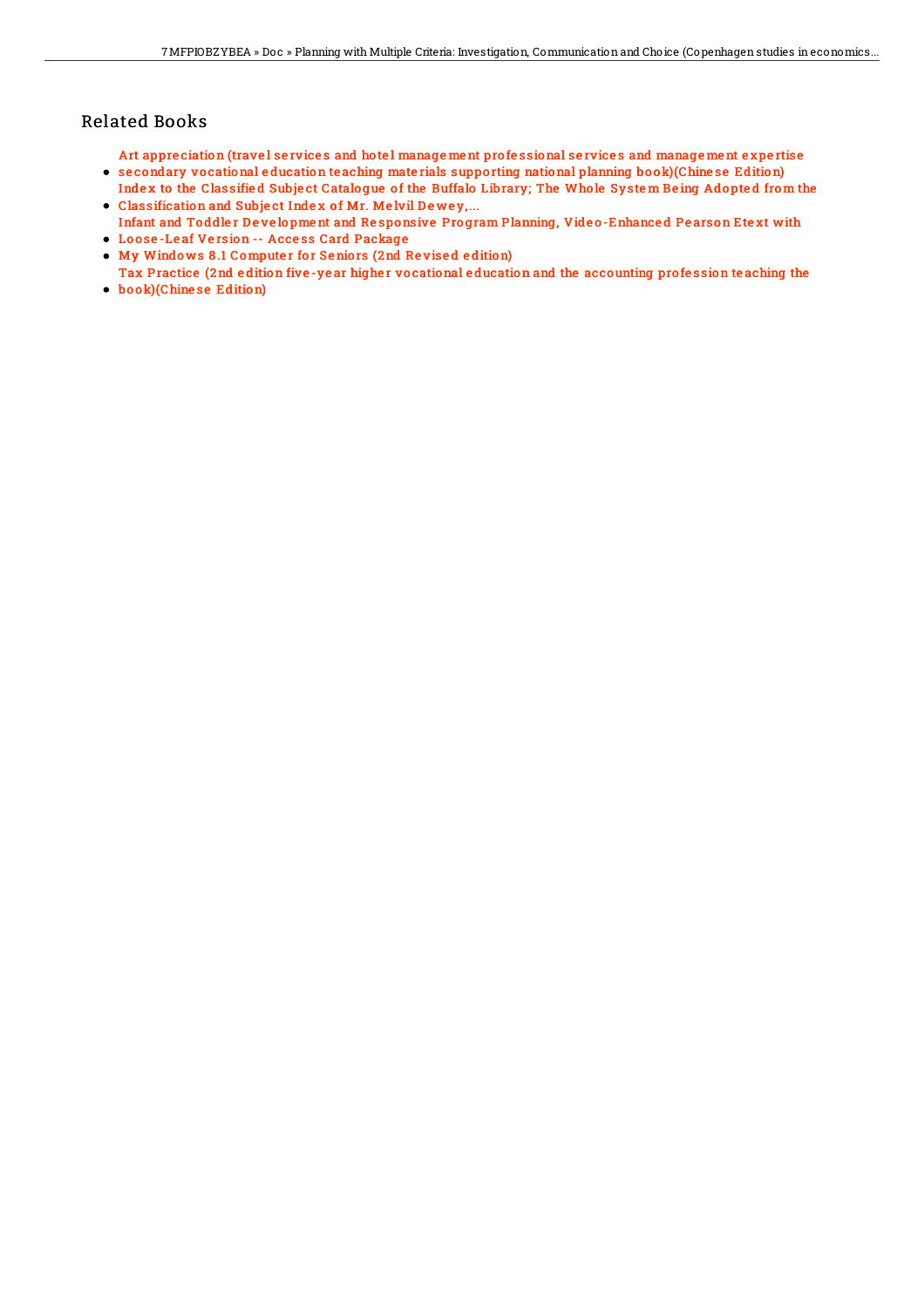## Related Books

- Art appreciation (travel services and hotel management professional services and management expertise secondary vocational education teaching materials supporting national planning book)(Chinese Edition)
- Index to the Classified Subject Catalogue of the Buffalo Library; The Whole System Being Adopted from the Classification and Subject Index of Mr. Melvil Dewey,...
- Infant and Toddler Development and Responsive Program Planning, Video-Enhanced Pearson Etext with Loose-Leaf Version -- Access Card Package
- My Windows 8.1 Computer for Seniors (2nd Revised edition)
- Tax Practice (2nd edition five-year higher vocational education and the accounting profession teaching the book)(Chinese Edition)